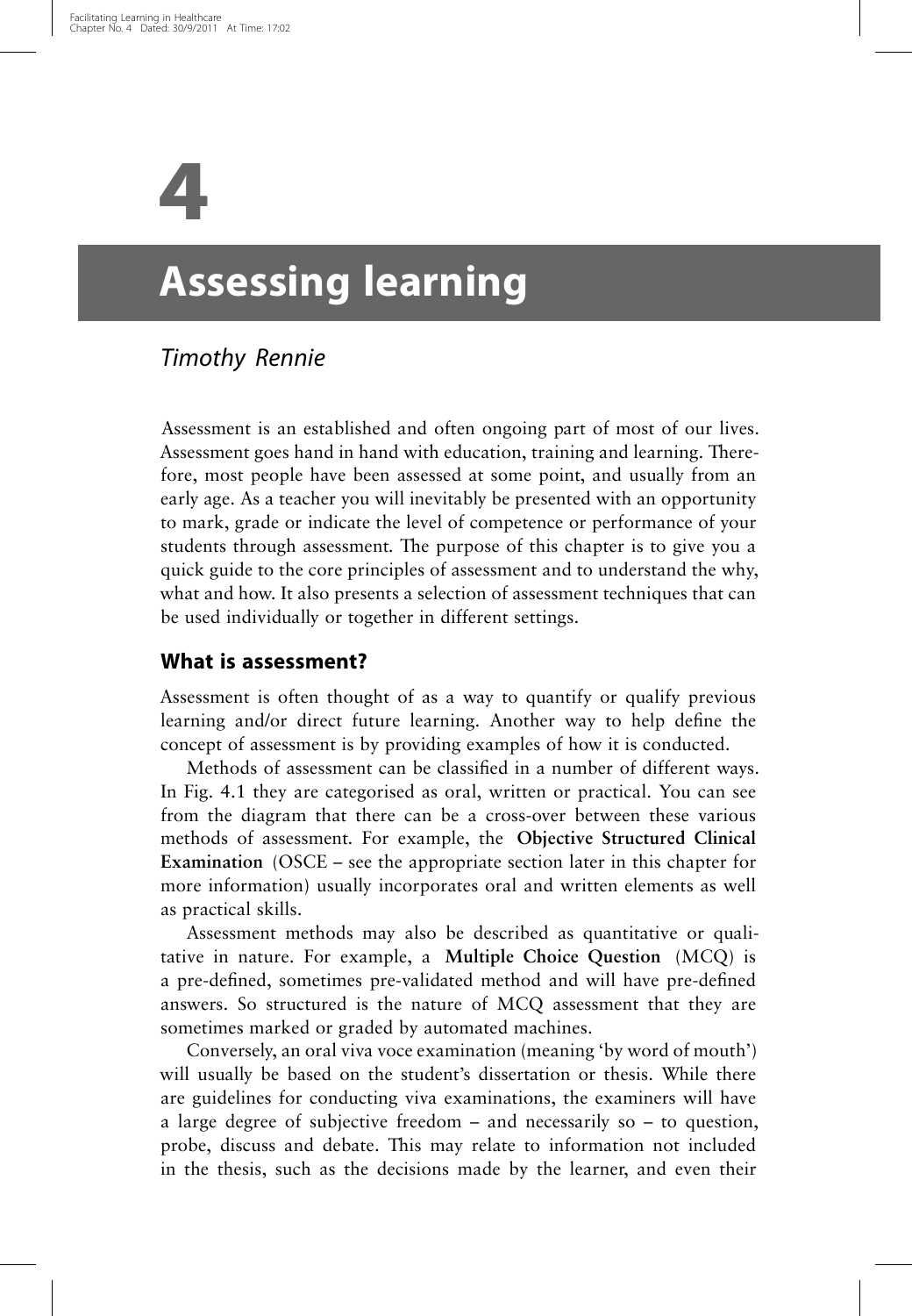# 4

# Assessing learning

*Timothy Rennie*

Assessment is an established and often ongoing part of most of our lives. Assessment goes hand in hand with education, training and learning. Therefore, most people have been assessed at some point, and usually from an early age. As a teacher you will inevitably be presented with an opportunity to mark, grade or indicate the level of competence or performance of your students through assessment. The purpose of this chapter is to give you a quick guide to the core principles of assessment and to understand the why, what and how. It also presents a selection of assessment techniques that can be used individually or together in different settings.

## What is assessment?

Assessment is often thought of as a way to quantify or qualify previous learning and/or direct future learning. Another way to help define the concept of assessment is by providing examples of how it is conducted.

Methods of assessment can be classified in a number of different ways. In Fig. 4.1 they are categorised as oral, written or practical. You can see from the diagram that there can be a cross-over between these various methods of assessment. For example, the **Objective Structured Clinical Examination** (OSCE – see the appropriate section later in this chapter for more information) usually incorporates oral and written elements as well as practical skills.

Assessment methods may also be described as quantitative or qualitative in nature. For example, a **Multiple Choice Question** (MCQ) is a pre-defined, sometimes pre-validated method and will have pre-defined answers. So structured is the nature of MCQ assessment that they are sometimes marked or graded by automated machines.

Conversely, an oral viva voce examination (meaning 'by word of mouth') will usually be based on the student's dissertation or thesis. While there are guidelines for conducting viva examinations, the examiners will have a large degree of subjective freedom – and necessarily so – to question, probe, discuss and debate. This may relate to information not included in the thesis, such as the decisions made by the learner, and even their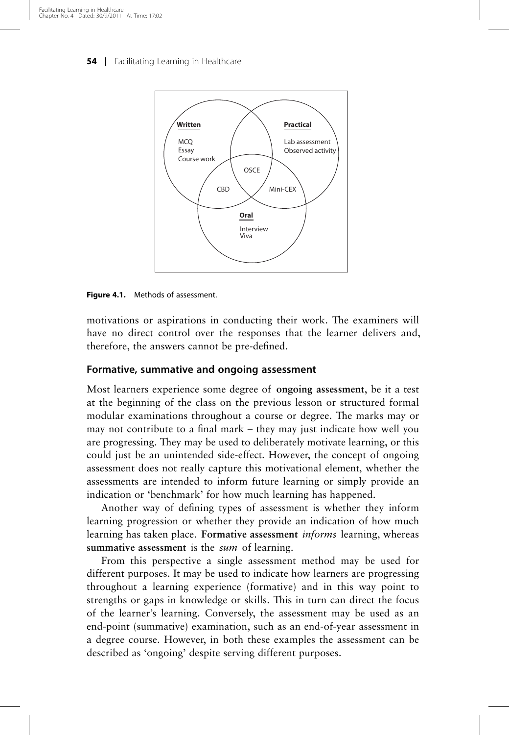Written

MCQ
Essay
Course work

Practical

Lab assessment
Observed activity

OSCE

CBD

Mini-CEX

Oral

Interview
Viva

**Figure 4.1.** Methods of assessment.

motivations or aspirations in conducting their work. The examiners will have no direct control over the responses that the learner delivers and, therefore, the answers cannot be pre-defined.

### Formative, summative and ongoing assessment

Most learners experience some degree of **ongoing assessment**, be it a test at the beginning of the class on the previous lesson or structured formal modular examinations throughout a course or degree. The marks may or may not contribute to a final mark – they may just indicate how well you are progressing. They may be used to deliberately motivate learning, or this could just be an unintended side-effect. However, the concept of ongoing assessment does not really capture this motivational element, whether the assessments are intended to inform future learning or simply provide an indication or 'benchmark' for how much learning has happened.

Another way of defining types of assessment is whether they inform learning progression or whether they provide an indication of how much learning has taken place. **Formative assessment** *informs* learning, whereas **summative assessment** is the *sum* of learning.

From this perspective a single assessment method may be used for different purposes. It may be used to indicate how learners are progressing throughout a learning experience (formative) and in this way point to strengths or gaps in knowledge or skills. This in turn can direct the focus of the learner's learning. Conversely, the assessment may be used as an end-point (summative) examination, such as an end-of-year assessment in a degree course. However, in both these examples the assessment can be described as 'ongoing' despite serving different purposes.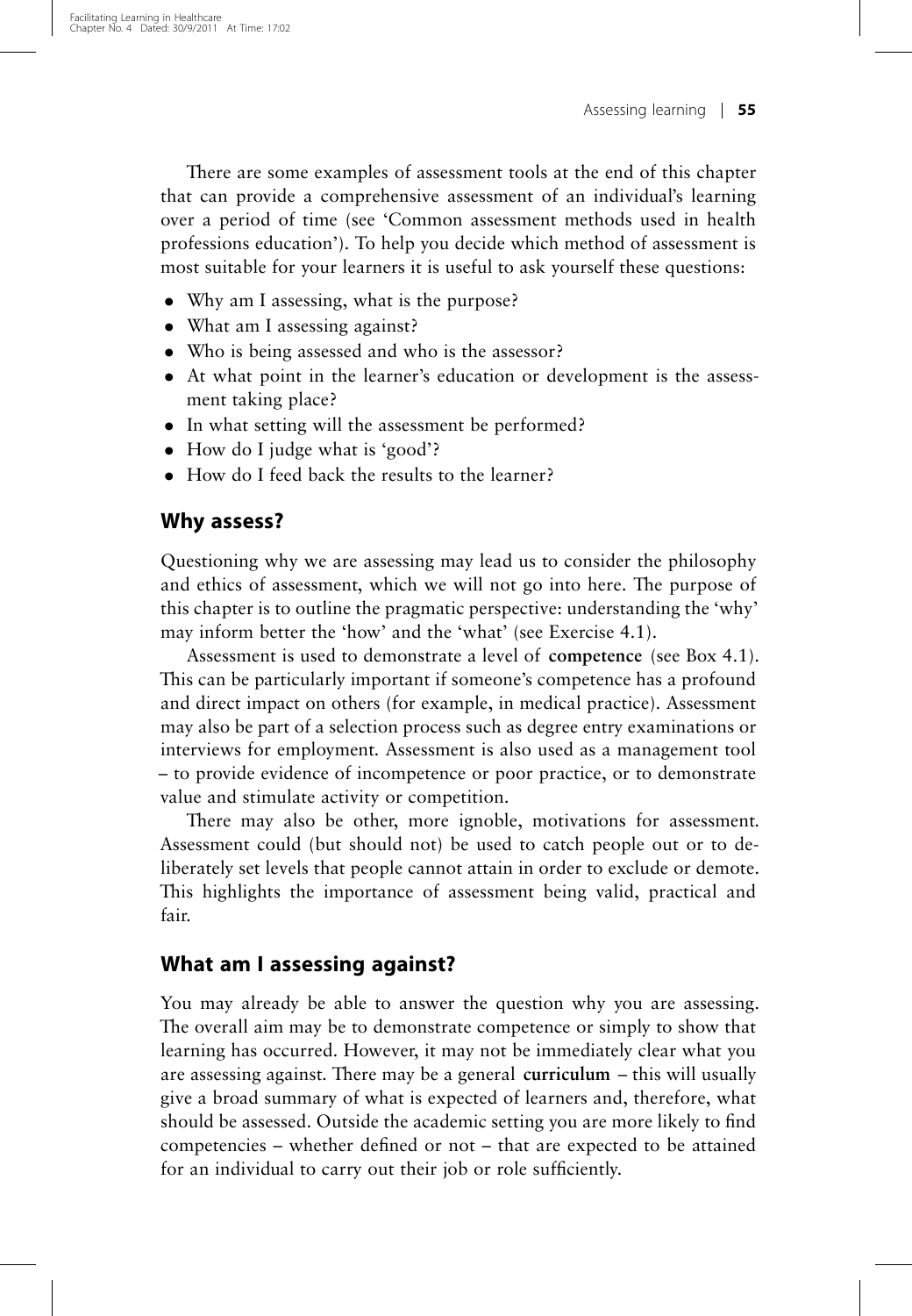There are some examples of assessment tools at the end of this chapter that can provide a comprehensive assessment of an individual's learning over a period of time (see 'Common assessment methods used in health professions education'). To help you decide which method of assessment is most suitable for your learners it is useful to ask yourself these questions:

- Why am I assessing, what is the purpose?
- What am I assessing against?
- Who is being assessed and who is the assessor?
- At what point in the learner's education or development is the assessment taking place?
- In what setting will the assessment be performed?
- How do I judge what is 'good'?
- How do I feed back the results to the learner?

## Why assess?

Questioning why we are assessing may lead us to consider the philosophy and ethics of assessment, which we will not go into here. The purpose of this chapter is to outline the pragmatic perspective: understanding the 'why' may inform better the 'how' and the 'what' (see Exercise 4.1).

Assessment is used to demonstrate a level of **competence** (see Box 4.1). This can be particularly important if someone's competence has a profound and direct impact on others (for example, in medical practice). Assessment may also be part of a selection process such as degree entry examinations or interviews for employment. Assessment is also used as a management tool – to provide evidence of incompetence or poor practice, or to demonstrate value and stimulate activity or competition.

There may also be other, more ignoble, motivations for assessment. Assessment could (but should not) be used to catch people out or to deliberately set levels that people cannot attain in order to exclude or demote. This highlights the importance of assessment being valid, practical and fair.

## What am I assessing against?

You may already be able to answer the question why you are assessing. The overall aim may be to demonstrate competence or simply to show that learning has occurred. However, it may not be immediately clear what you are assessing against. There may be a general **curriculum** – this will usually give a broad summary of what is expected of learners and, therefore, what should be assessed. Outside the academic setting you are more likely to find competencies – whether defined or not – that are expected to be attained for an individual to carry out their job or role sufficiently.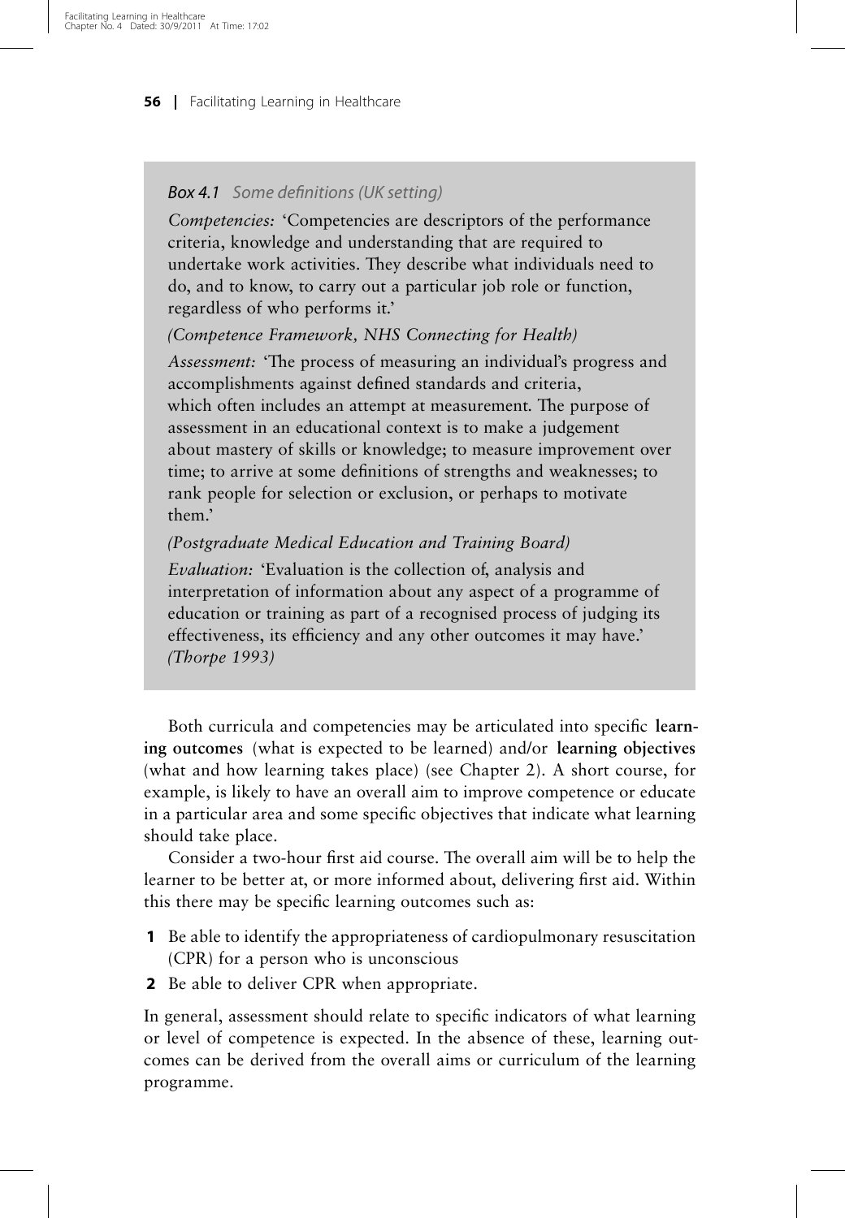> ***Box 4.1*** *Some definitions (UK setting)*
>
> *Competencies:* 'Competencies are descriptors of the performance criteria, knowledge and understanding that are required to undertake work activities. They describe what individuals need to do, and to know, to carry out a particular job role or function, regardless of who performs it.'
>
> *(Competence Framework, NHS Connecting for Health)*
>
> *Assessment:* 'The process of measuring an individual's progress and accomplishments against defined standards and criteria, which often includes an attempt at measurement. The purpose of assessment in an educational context is to make a judgement about mastery of skills or knowledge; to measure improvement over time; to arrive at some definitions of strengths and weaknesses; to rank people for selection or exclusion, or perhaps to motivate them.'
>
> *(Postgraduate Medical Education and Training Board)*
>
> *Evaluation:* 'Evaluation is the collection of, analysis and interpretation of information about any aspect of a programme of education or training as part of a recognised process of judging its effectiveness, its efficiency and any other outcomes it may have.' *(Thorpe 1993)*

Both curricula and competencies may be articulated into specific **learning outcomes** (what is expected to be learned) and/or **learning objectives** (what and how learning takes place) (see Chapter 2). A short course, for example, is likely to have an overall aim to improve competence or educate in a particular area and some specific objectives that indicate what learning should take place.

Consider a two-hour first aid course. The overall aim will be to help the learner to be better at, or more informed about, delivering first aid. Within this there may be specific learning outcomes such as:

1. Be able to identify the appropriateness of cardiopulmonary resuscitation (CPR) for a person who is unconscious
2. Be able to deliver CPR when appropriate.

In general, assessment should relate to specific indicators of what learning or level of competence is expected. In the absence of these, learning outcomes can be derived from the overall aims or curriculum of the learning programme.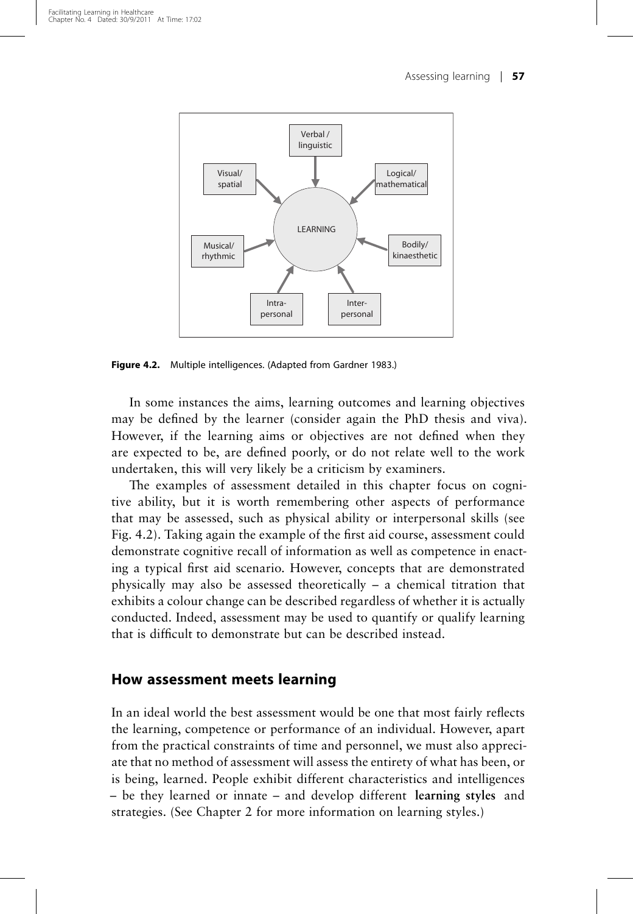**Figure 4.2.** Multiple intelligences. (Adapted from Gardner 1983.)

In some instances the aims, learning outcomes and learning objectives may be defined by the learner (consider again the PhD thesis and viva). However, if the learning aims or objectives are not defined when they are expected to be, are defined poorly, or do not relate well to the work undertaken, this will very likely be a criticism by examiners.

The examples of assessment detailed in this chapter focus on cognitive ability, but it is worth remembering other aspects of performance that may be assessed, such as physical ability or interpersonal skills (see Fig. 4.2). Taking again the example of the first aid course, assessment could demonstrate cognitive recall of information as well as competence in enacting a typical first aid scenario. However, concepts that are demonstrated physically may also be assessed theoretically – a chemical titration that exhibits a colour change can be described regardless of whether it is actually conducted. Indeed, assessment may be used to quantify or qualify learning that is difficult to demonstrate but can be described instead.

## How assessment meets learning

In an ideal world the best assessment would be one that most fairly reflects the learning, competence or performance of an individual. However, apart from the practical constraints of time and personnel, we must also appreciate that no method of assessment will assess the entirety of what has been, or is being, learned. People exhibit different characteristics and intelligences – be they learned or innate – and develop different **learning styles** and strategies. (See Chapter 2 for more information on learning styles.)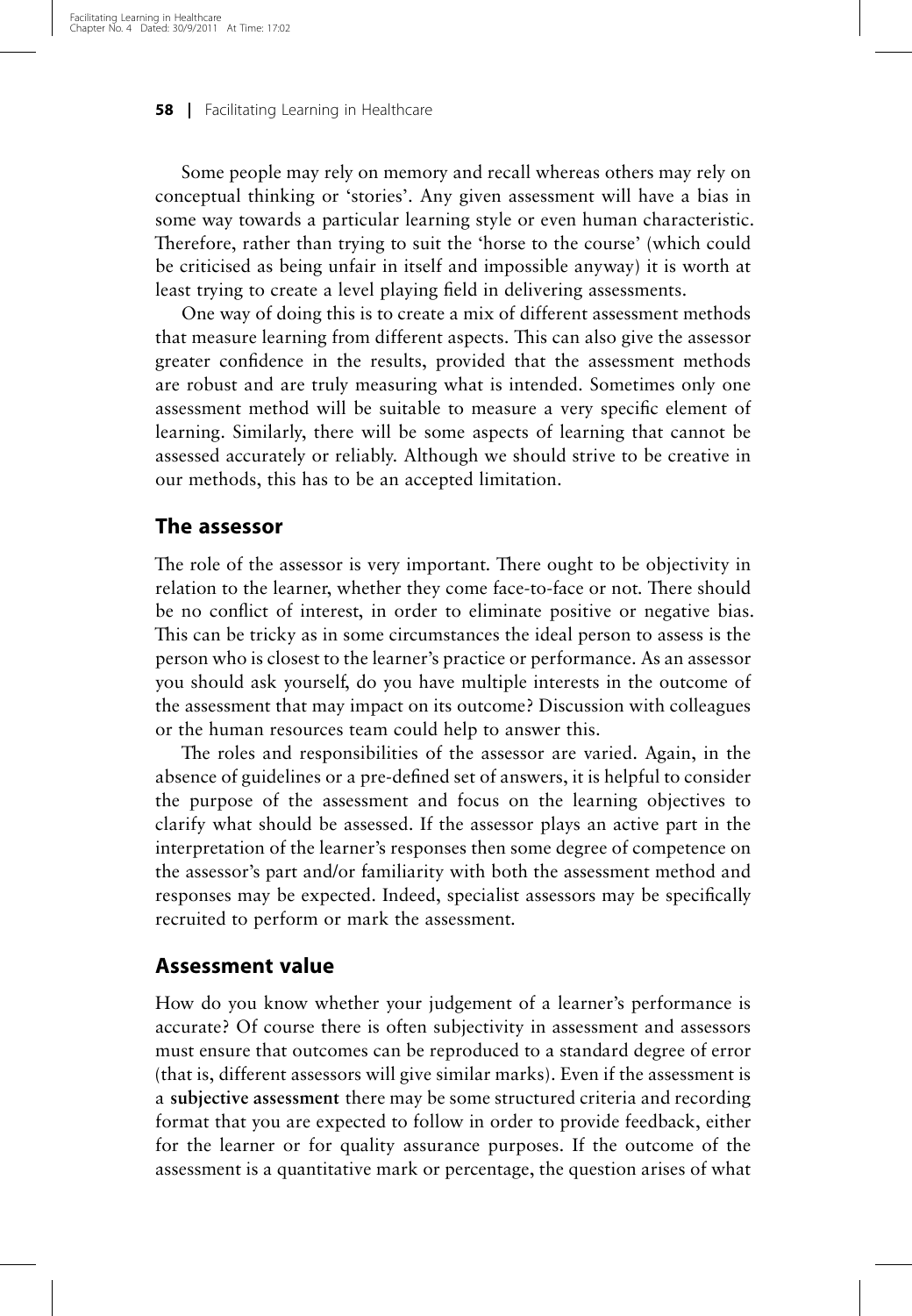Some people may rely on memory and recall whereas others may rely on conceptual thinking or 'stories'. Any given assessment will have a bias in some way towards a particular learning style or even human characteristic. Therefore, rather than trying to suit the 'horse to the course' (which could be criticised as being unfair in itself and impossible anyway) it is worth at least trying to create a level playing field in delivering assessments.

One way of doing this is to create a mix of different assessment methods that measure learning from different aspects. This can also give the assessor greater confidence in the results, provided that the assessment methods are robust and are truly measuring what is intended. Sometimes only one assessment method will be suitable to measure a very specific element of learning. Similarly, there will be some aspects of learning that cannot be assessed accurately or reliably. Although we should strive to be creative in our methods, this has to be an accepted limitation.

## The assessor

The role of the assessor is very important. There ought to be objectivity in relation to the learner, whether they come face-to-face or not. There should be no conflict of interest, in order to eliminate positive or negative bias. This can be tricky as in some circumstances the ideal person to assess is the person who is closest to the learner's practice or performance. As an assessor you should ask yourself, do you have multiple interests in the outcome of the assessment that may impact on its outcome? Discussion with colleagues or the human resources team could help to answer this.

The roles and responsibilities of the assessor are varied. Again, in the absence of guidelines or a pre-defined set of answers, it is helpful to consider the purpose of the assessment and focus on the learning objectives to clarify what should be assessed. If the assessor plays an active part in the interpretation of the learner's responses then some degree of competence on the assessor's part and/or familiarity with both the assessment method and responses may be expected. Indeed, specialist assessors may be specifically recruited to perform or mark the assessment.

## Assessment value

How do you know whether your judgement of a learner's performance is accurate? Of course there is often subjectivity in assessment and assessors must ensure that outcomes can be reproduced to a standard degree of error (that is, different assessors will give similar marks). Even if the assessment is a **subjective assessment** there may be some structured criteria and recording format that you are expected to follow in order to provide feedback, either for the learner or for quality assurance purposes. If the outcome of the assessment is a quantitative mark or percentage, the question arises of what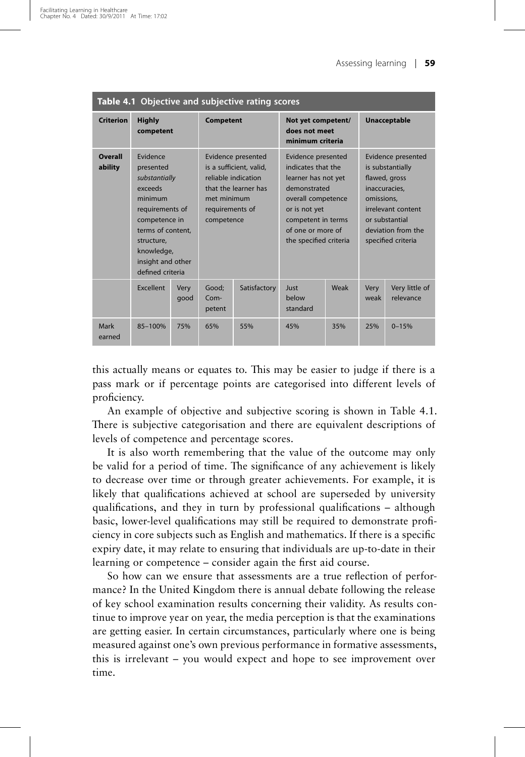**Table 4.1 Objective and subjective rating scores**

| Criterion | Highly competent | | Competent | | Not yet competent/ does not meet minimum criteria | | Unacceptable | |
|---|---|---|---|---|---|---|---|---|
| **Overall ability** | Evidence presented *substantially* exceeds minimum requirements of competence in terms of content, structure, knowledge, insight and other defined criteria | | Evidence presented is a sufficient, valid, reliable indication that the learner has met minimum requirements of competence | | Evidence presented indicates that the learner has not yet demonstrated overall competence or is not yet competent in terms of one or more of the specified criteria | | Evidence presented is substantially flawed, gross inaccuracies, omissions, irrelevant content or substantial deviation from the specified criteria | |
| | Excellent | Very good | Good; Competent | Satisfactory | Just below standard | Weak | Very weak | Very little of relevance |
| Mark earned | 85–100% | 75% | 65% | 55% | 45% | 35% | 25% | 0–15% |

this actually means or equates to. This may be easier to judge if there is a pass mark or if percentage points are categorised into different levels of proficiency.

An example of objective and subjective scoring is shown in Table 4.1. There is subjective categorisation and there are equivalent descriptions of levels of competence and percentage scores.

It is also worth remembering that the value of the outcome may only be valid for a period of time. The significance of any achievement is likely to decrease over time or through greater achievements. For example, it is likely that qualifications achieved at school are superseded by university qualifications, and they in turn by professional qualifications – although basic, lower-level qualifications may still be required to demonstrate proficiency in core subjects such as English and mathematics. If there is a specific expiry date, it may relate to ensuring that individuals are up-to-date in their learning or competence – consider again the first aid course.

So how can we ensure that assessments are a true reflection of performance? In the United Kingdom there is annual debate following the release of key school examination results concerning their validity. As results continue to improve year on year, the media perception is that the examinations are getting easier. In certain circumstances, particularly where one is being measured against one's own previous performance in formative assessments, this is irrelevant – you would expect and hope to see improvement over time.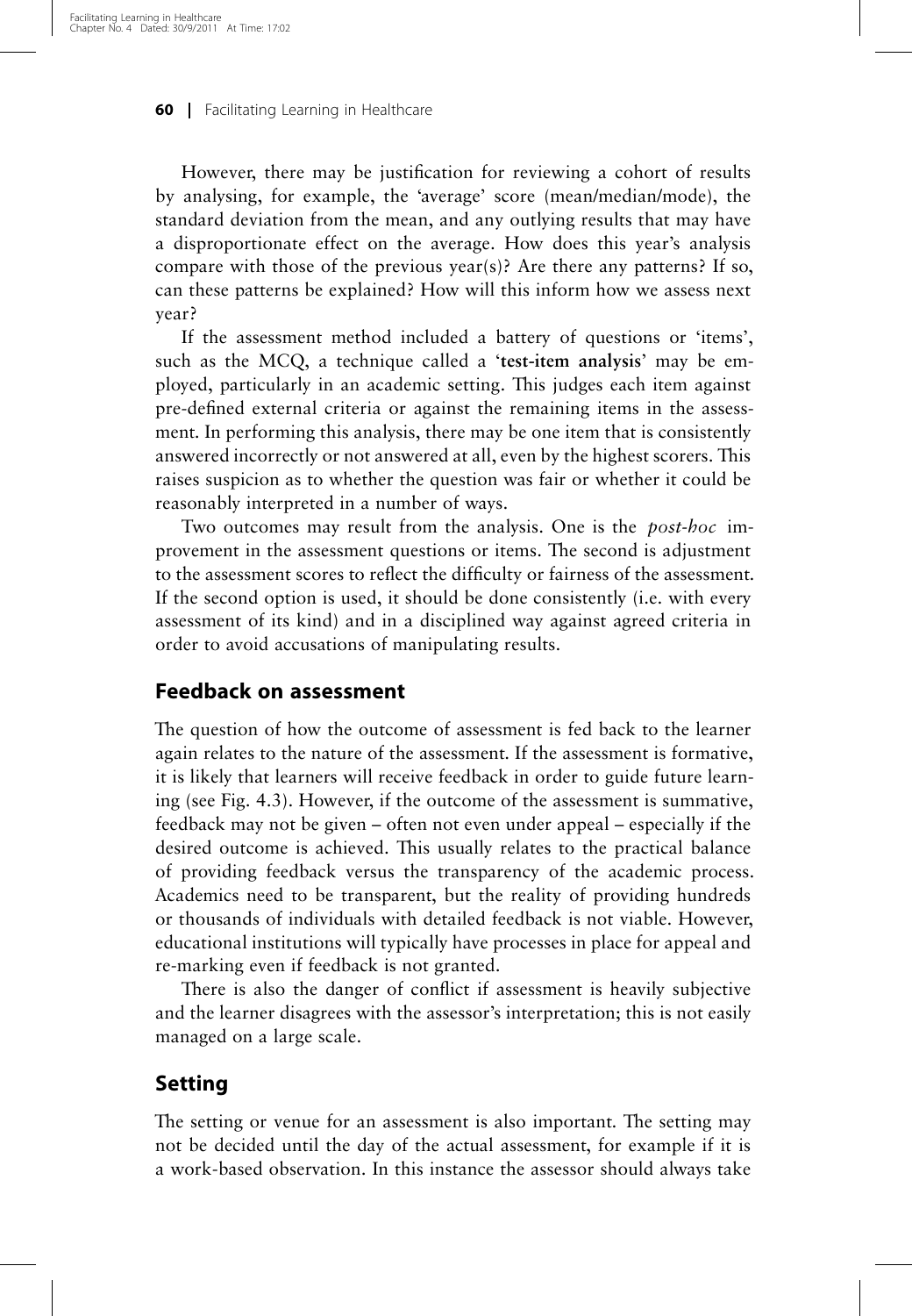However, there may be justification for reviewing a cohort of results by analysing, for example, the 'average' score (mean/median/mode), the standard deviation from the mean, and any outlying results that may have a disproportionate effect on the average. How does this year's analysis compare with those of the previous year(s)? Are there any patterns? If so, can these patterns be explained? How will this inform how we assess next year?

If the assessment method included a battery of questions or 'items', such as the MCQ, a technique called a '**test-item analysis**' may be employed, particularly in an academic setting. This judges each item against pre-defined external criteria or against the remaining items in the assessment. In performing this analysis, there may be one item that is consistently answered incorrectly or not answered at all, even by the highest scorers. This raises suspicion as to whether the question was fair or whether it could be reasonably interpreted in a number of ways.

Two outcomes may result from the analysis. One is the *post-hoc* improvement in the assessment questions or items. The second is adjustment to the assessment scores to reflect the difficulty or fairness of the assessment. If the second option is used, it should be done consistently (i.e. with every assessment of its kind) and in a disciplined way against agreed criteria in order to avoid accusations of manipulating results.

## Feedback on assessment

The question of how the outcome of assessment is fed back to the learner again relates to the nature of the assessment. If the assessment is formative, it is likely that learners will receive feedback in order to guide future learning (see Fig. 4.3). However, if the outcome of the assessment is summative, feedback may not be given – often not even under appeal – especially if the desired outcome is achieved. This usually relates to the practical balance of providing feedback versus the transparency of the academic process. Academics need to be transparent, but the reality of providing hundreds or thousands of individuals with detailed feedback is not viable. However, educational institutions will typically have processes in place for appeal and re-marking even if feedback is not granted.

There is also the danger of conflict if assessment is heavily subjective and the learner disagrees with the assessor's interpretation; this is not easily managed on a large scale.

## Setting

The setting or venue for an assessment is also important. The setting may not be decided until the day of the actual assessment, for example if it is a work-based observation. In this instance the assessor should always take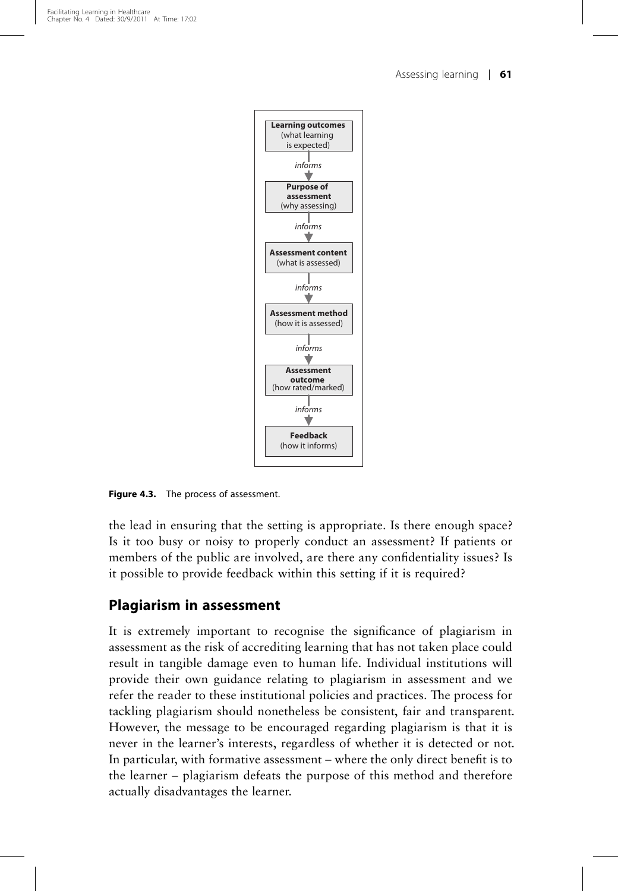**Learning outcomes** (what learning is expected)

↓ *informs*

**Purpose of assessment** (why assessing)

↓ *informs*

**Assessment content** (what is assessed)

↓ *informs*

**Assessment method** (how it is assessed)

↓ *informs*

**Assessment outcome** (how rated/marked)

↓ *informs*

**Feedback** (how it informs)

**Figure 4.3.** The process of assessment.

the lead in ensuring that the setting is appropriate. Is there enough space? Is it too busy or noisy to properly conduct an assessment? If patients or members of the public are involved, are there any confidentiality issues? Is it possible to provide feedback within this setting if it is required?

## Plagiarism in assessment

It is extremely important to recognise the significance of plagiarism in assessment as the risk of accrediting learning that has not taken place could result in tangible damage even to human life. Individual institutions will provide their own guidance relating to plagiarism in assessment and we refer the reader to these institutional policies and practices. The process for tackling plagiarism should nonetheless be consistent, fair and transparent. However, the message to be encouraged regarding plagiarism is that it is never in the learner's interests, regardless of whether it is detected or not. In particular, with formative assessment – where the only direct benefit is to the learner – plagiarism defeats the purpose of this method and therefore actually disadvantages the learner.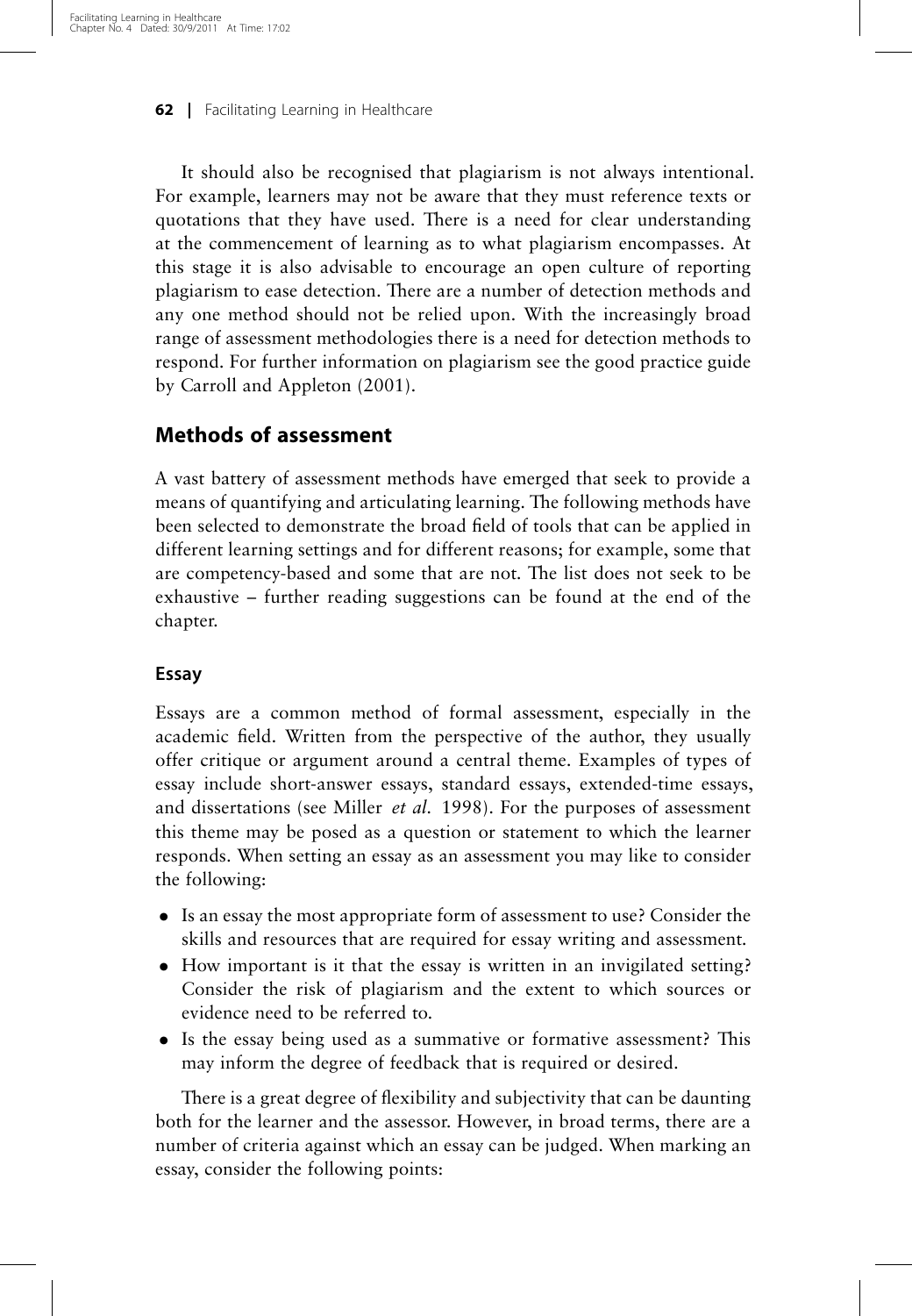It should also be recognised that plagiarism is not always intentional. For example, learners may not be aware that they must reference texts or quotations that they have used. There is a need for clear understanding at the commencement of learning as to what plagiarism encompasses. At this stage it is also advisable to encourage an open culture of reporting plagiarism to ease detection. There are a number of detection methods and any one method should not be relied upon. With the increasingly broad range of assessment methodologies there is a need for detection methods to respond. For further information on plagiarism see the good practice guide by Carroll and Appleton (2001).

## Methods of assessment

A vast battery of assessment methods have emerged that seek to provide a means of quantifying and articulating learning. The following methods have been selected to demonstrate the broad field of tools that can be applied in different learning settings and for different reasons; for example, some that are competency-based and some that are not. The list does not seek to be exhaustive – further reading suggestions can be found at the end of the chapter.

### Essay

Essays are a common method of formal assessment, especially in the academic field. Written from the perspective of the author, they usually offer critique or argument around a central theme. Examples of types of essay include short-answer essays, standard essays, extended-time essays, and dissertations (see Miller *et al.* 1998). For the purposes of assessment this theme may be posed as a question or statement to which the learner responds. When setting an essay as an assessment you may like to consider the following:

- Is an essay the most appropriate form of assessment to use? Consider the skills and resources that are required for essay writing and assessment.
- How important is it that the essay is written in an invigilated setting? Consider the risk of plagiarism and the extent to which sources or evidence need to be referred to.
- Is the essay being used as a summative or formative assessment? This may inform the degree of feedback that is required or desired.

There is a great degree of flexibility and subjectivity that can be daunting both for the learner and the assessor. However, in broad terms, there are a number of criteria against which an essay can be judged. When marking an essay, consider the following points: